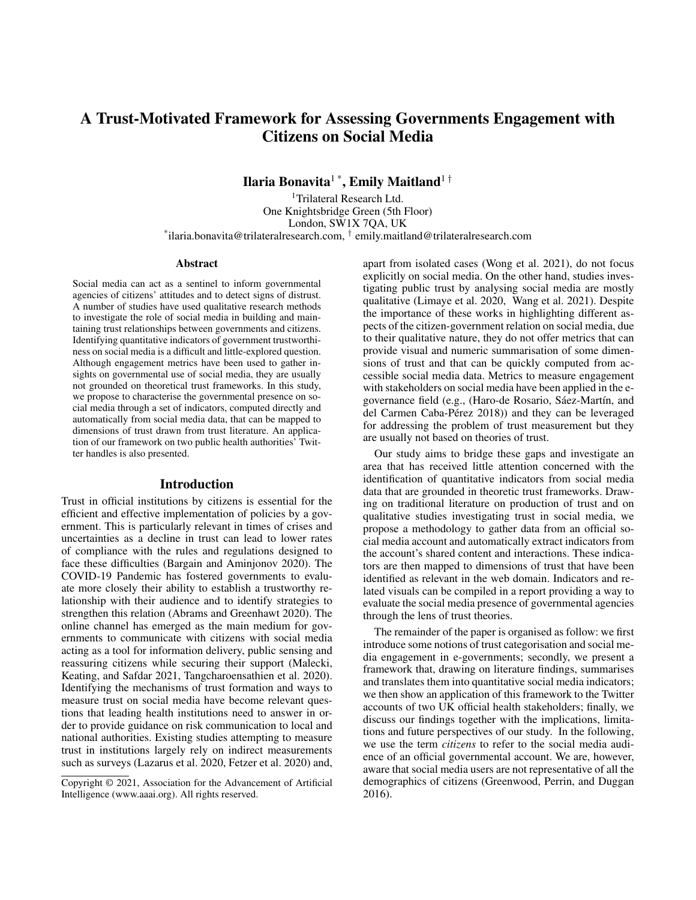# A Trust-Motivated Framework for Assessing Governments Engagement with Citizens on Social Media

**Ilaria Bonavita**[1 *], **Emily Maitland**[1 †]

[1]Trilateral Research Ltd.
One Knightsbridge Green (5th Floor)
London, SW1X 7QA, UK
[*]ilaria.bonavita@trilateralresearch.com, [†] emily.maitland@trilateralresearch.com

### Abstract

Social media can act as a sentinel to inform governmental agencies of citizens' attitudes and to detect signs of distrust. A number of studies have used qualitative research methods to investigate the role of social media in building and maintaining trust relationships between governments and citizens. Identifying quantitative indicators of government trustworthiness on social media is a difficult and little-explored question. Although engagement metrics have been used to gather insights on governmental use of social media, they are usually not grounded on theoretical trust frameworks. In this study, we propose to characterise the governmental presence on social media through a set of indicators, computed directly and automatically from social media data, that can be mapped to dimensions of trust drawn from trust literature. An application of our framework on two public health authorities' Twitter handles is also presented.

## Introduction

Trust in official institutions by citizens is essential for the efficient and effective implementation of policies by a government. This is particularly relevant in times of crises and uncertainties as a decline in trust can lead to lower rates of compliance with the rules and regulations designed to face these difficulties (Bargain and Aminjonov 2020). The COVID-19 Pandemic has fostered governments to evaluate more closely their ability to establish a trustworthy relationship with their audience and to identify strategies to strengthen this relation (Abrams and Greenhawt 2020). The online channel has emerged as the main medium for governments to communicate with citizens with social media acting as a tool for information delivery, public sensing and reassuring citizens while securing their support (Malecki, Keating, and Safdar 2021, Tangcharoensathien et al. 2020). Identifying the mechanisms of trust formation and ways to measure trust on social media have become relevant questions that leading health institutions need to answer in order to provide guidance on risk communication to local and national authorities. Existing studies attempting to measure trust in institutions largely rely on indirect measurements such as surveys (Lazarus et al. 2020, Fetzer et al. 2020) and, apart from isolated cases (Wong et al. 2021), do not focus explicitly on social media. On the other hand, studies investigating public trust by analysing social media are mostly qualitative (Limaye et al. 2020, Wang et al. 2021). Despite the importance of these works in highlighting different aspects of the citizen-government relation on social media, due to their qualitative nature, they do not offer metrics that can provide visual and numeric summarisation of some dimensions of trust and that can be quickly computed from accessible social media data. Metrics to measure engagement with stakeholders on social media have been applied in the e-governance field (e.g., (Haro-de Rosario, Sáez-Martín, and del Carmen Caba-Pérez 2018)) and they can be leveraged for addressing the problem of trust measurement but they are usually not based on theories of trust.

Our study aims to bridge these gaps and investigate an area that has received little attention concerned with the identification of quantitative indicators from social media data that are grounded in theoretic trust frameworks. Drawing on traditional literature on production of trust and on qualitative studies investigating trust in social media, we propose a methodology to gather data from an official social media account and automatically extract indicators from the account's shared content and interactions. These indicators are then mapped to dimensions of trust that have been identified as relevant in the web domain. Indicators and related visuals can be compiled in a report providing a way to evaluate the social media presence of governmental agencies through the lens of trust theories.

The remainder of the paper is organised as follow: we first introduce some notions of trust categorisation and social media engagement in e-governments; secondly, we present a framework that, drawing on literature findings, summarises and translates them into quantitative social media indicators; we then show an application of this framework to the Twitter accounts of two UK official health stakeholders; finally, we discuss our findings together with the implications, limitations and future perspectives of our study. In the following, we use the term *citizens* to refer to the social media audience of an official governmental account. We are, however, aware that social media users are not representative of all the demographics of citizens (Greenwood, Perrin, and Duggan 2016).

Copyright © 2021, Association for the Advancement of Artificial Intelligence (www.aaai.org). All rights reserved.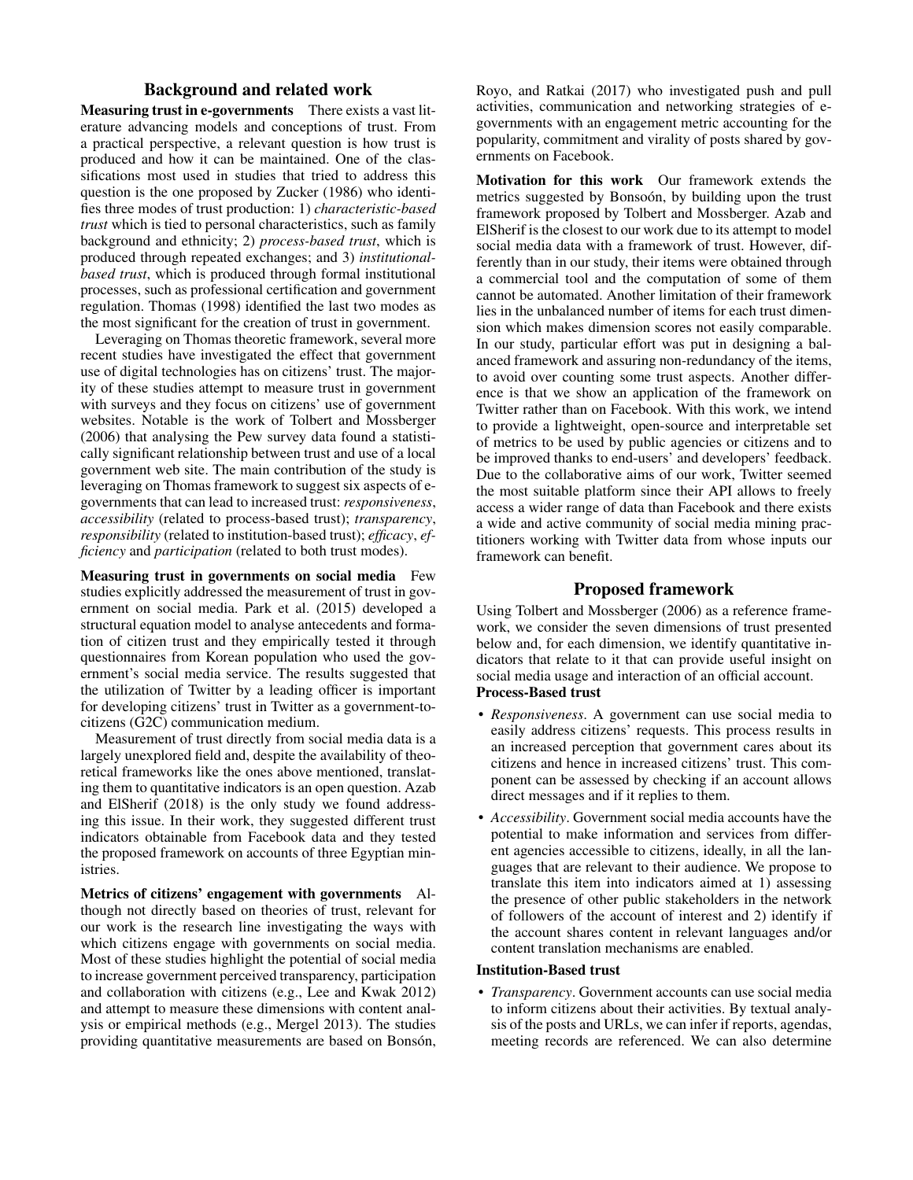## Background and related work

**Measuring trust in e-governments** There exists a vast literature advancing models and conceptions of trust. From a practical perspective, a relevant question is how trust is produced and how it can be maintained. One of the classifications most used in studies that tried to address this question is the one proposed by Zucker (1986) who identifies three modes of trust production: 1) *characteristic-based trust* which is tied to personal characteristics, such as family background and ethnicity; 2) *process-based trust*, which is produced through repeated exchanges; and 3) *institutional-based trust*, which is produced through formal institutional processes, such as professional certification and government regulation. Thomas (1998) identified the last two modes as the most significant for the creation of trust in government.

Leveraging on Thomas theoretic framework, several more recent studies have investigated the effect that government use of digital technologies has on citizens' trust. The majority of these studies attempt to measure trust in government with surveys and they focus on citizens' use of government websites. Notable is the work of Tolbert and Mossberger (2006) that analysing the Pew survey data found a statistically significant relationship between trust and use of a local government web site. The main contribution of the study is leveraging on Thomas framework to suggest six aspects of e-governments that can lead to increased trust: *responsiveness*, *accessibility* (related to process-based trust); *transparency*, *responsibility* (related to institution-based trust); *efficacy*, *efficiency* and *participation* (related to both trust modes).

**Measuring trust in governments on social media** Few studies explicitly addressed the measurement of trust in government on social media. Park et al. (2015) developed a structural equation model to analyse antecedents and formation of citizen trust and they empirically tested it through questionnaires from Korean population who used the government's social media service. The results suggested that the utilization of Twitter by a leading officer is important for developing citizens' trust in Twitter as a government-to-citizens (G2C) communication medium.

Measurement of trust directly from social media data is a largely unexplored field and, despite the availability of theoretical frameworks like the ones above mentioned, translating them to quantitative indicators is an open question. Azab and ElSherif (2018) is the only study we found addressing this issue. In their work, they suggested different trust indicators obtainable from Facebook data and they tested the proposed framework on accounts of three Egyptian ministries.

**Metrics of citizens' engagement with governments** Although not directly based on theories of trust, relevant for our work is the research line investigating the ways with which citizens engage with governments on social media. Most of these studies highlight the potential of social media to increase government perceived transparency, participation and collaboration with citizens (e.g., Lee and Kwak 2012) and attempt to measure these dimensions with content analysis or empirical methods (e.g., Mergel 2013). The studies providing quantitative measurements are based on Bonsón, Royo, and Ratkai (2017) who investigated push and pull activities, communication and networking strategies of e-governments with an engagement metric accounting for the popularity, commitment and virality of posts shared by governments on Facebook.

**Motivation for this work** Our framework extends the metrics suggested by Bonsoón, by building upon the trust framework proposed by Tolbert and Mossberger. Azab and ElSherif is the closest to our work due to its attempt to model social media data with a framework of trust. However, differently than in our study, their items were obtained through a commercial tool and the computation of some of them cannot be automated. Another limitation of their framework lies in the unbalanced number of items for each trust dimension which makes dimension scores not easily comparable. In our study, particular effort was put in designing a balanced framework and assuring non-redundancy of the items, to avoid over counting some trust aspects. Another difference is that we show an application of the framework on Twitter rather than on Facebook. With this work, we intend to provide a lightweight, open-source and interpretable set of metrics to be used by public agencies or citizens and to be improved thanks to end-users' and developers' feedback. Due to the collaborative aims of our work, Twitter seemed the most suitable platform since their API allows to freely access a wider range of data than Facebook and there exists a wide and active community of social media mining practitioners working with Twitter data from whose inputs our framework can benefit.

## Proposed framework

Using Tolbert and Mossberger (2006) as a reference framework, we consider the seven dimensions of trust presented below and, for each dimension, we identify quantitative indicators that relate to it that can provide useful insight on social media usage and interaction of an official account.

### Process-Based trust

- *Responsiveness*. A government can use social media to easily address citizens' requests. This process results in an increased perception that government cares about its citizens and hence in increased citizens' trust. This component can be assessed by checking if an account allows direct messages and if it replies to them.
- *Accessibility*. Government social media accounts have the potential to make information and services from different agencies accessible to citizens, ideally, in all the languages that are relevant to their audience. We propose to translate this item into indicators aimed at 1) assessing the presence of other public stakeholders in the network of followers of the account of interest and 2) identify if the account shares content in relevant languages and/or content translation mechanisms are enabled.

### Institution-Based trust

- *Transparency*. Government accounts can use social media to inform citizens about their activities. By textual analysis of the posts and URLs, we can infer if reports, agendas, meeting records are referenced. We can also determine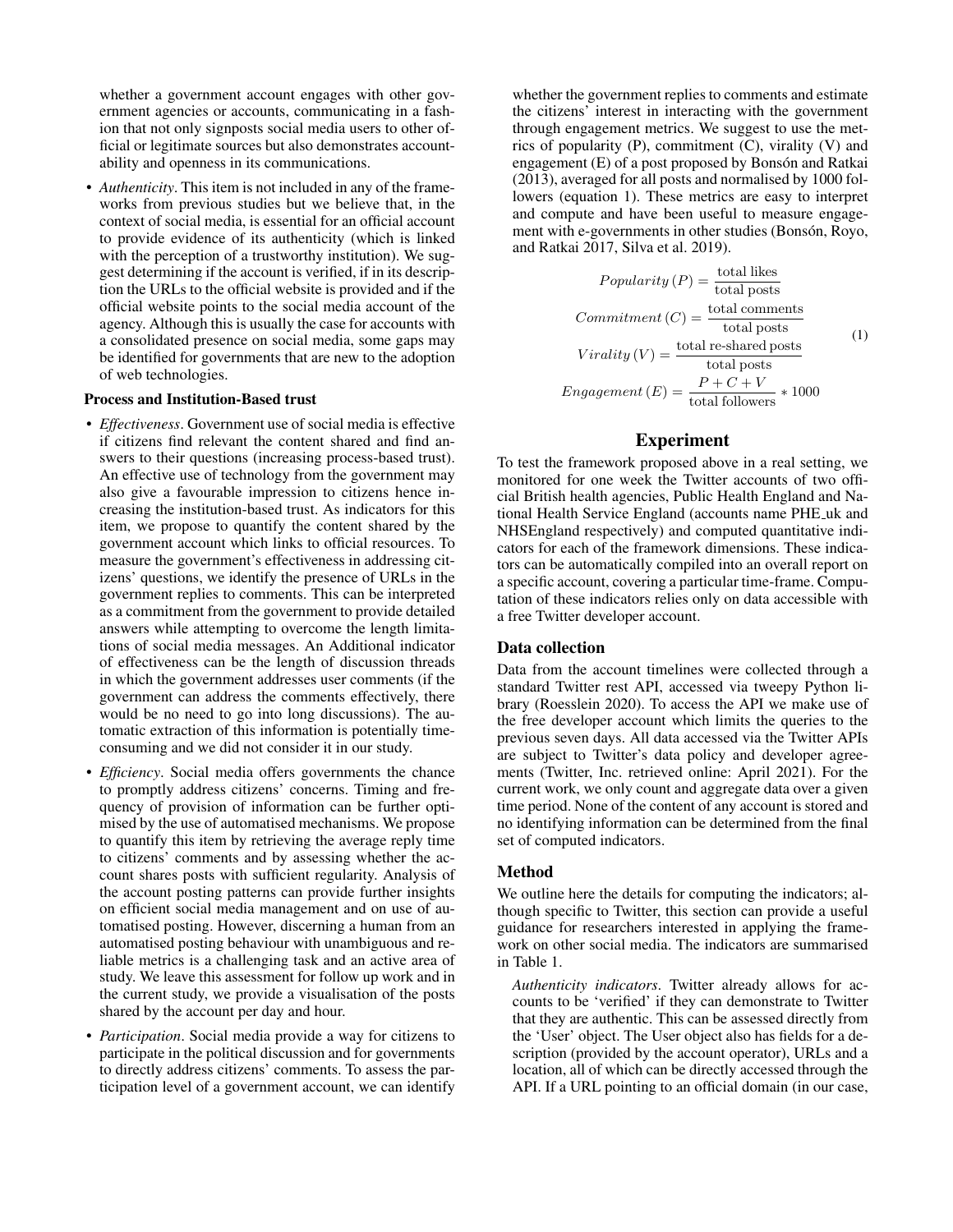whether a government account engages with other government agencies or accounts, communicating in a fashion that not only signposts social media users to other official or legitimate sources but also demonstrates accountability and openness in its communications.

- *Authenticity*. This item is not included in any of the frameworks from previous studies but we believe that, in the context of social media, is essential for an official account to provide evidence of its authenticity (which is linked with the perception of a trustworthy institution). We suggest determining if the account is verified, if in its description the URLs to the official website is provided and if the official website points to the social media account of the agency. Although this is usually the case for accounts with a consolidated presence on social media, some gaps may be identified for governments that are new to the adoption of web technologies.

**Process and Institution-Based trust**

- *Effectiveness*. Government use of social media is effective if citizens find relevant the content shared and find answers to their questions (increasing process-based trust). An effective use of technology from the government may also give a favourable impression to citizens hence increasing the institution-based trust. As indicators for this item, we propose to quantify the content shared by the government account which links to official resources. To measure the government's effectiveness in addressing citizens' questions, we identify the presence of URLs in the government replies to comments. This can be interpreted as a commitment from the government to provide detailed answers while attempting to overcome the length limitations of social media messages. An Additional indicator of effectiveness can be the length of discussion threads in which the government addresses user comments (if the government can address the comments effectively, there would be no need to go into long discussions). The automatic extraction of this information is potentially time-consuming and we did not consider it in our study.
- *Efficiency*. Social media offers governments the chance to promptly address citizens' concerns. Timing and frequency of provision of information can be further optimised by the use of automatised mechanisms. We propose to quantify this item by retrieving the average reply time to citizens' comments and by assessing whether the account shares posts with sufficient regularity. Analysis of the account posting patterns can provide further insights on efficient social media management and on use of automatised posting. However, discerning a human from an automatised posting behaviour with unambiguous and reliable metrics is a challenging task and an active area of study. We leave this assessment for follow up work and in the current study, we provide a visualisation of the posts shared by the account per day and hour.
- *Participation*. Social media provide a way for citizens to participate in the political discussion and for governments to directly address citizens' comments. To assess the participation level of a government account, we can identify whether the government replies to comments and estimate the citizens' interest in interacting with the government through engagement metrics. We suggest to use the metrics of popularity (P), commitment (C), virality (V) and engagement (E) of a post proposed by Bonsón and Ratkai (2013), averaged for all posts and normalised by 1000 followers (equation 1). These metrics are easy to interpret and compute and have been useful to measure engagement with e-governments in other studies (Bonsón, Royo, and Ratkai 2017, Silva et al. 2019).

$$
\begin{aligned}
Popularity\,(P) &= \frac{\text{total likes}}{\text{total posts}} \\
Commitment\,(C) &= \frac{\text{total comments}}{\text{total posts}} \\
Virality\,(V) &= \frac{\text{total re-shared posts}}{\text{total posts}} \\
Engagement\,(E) &= \frac{P + C + V}{\text{total followers}} * 1000
\end{aligned}
\tag{1}
$$

## Experiment

To test the framework proposed above in a real setting, we monitored for one week the Twitter accounts of two official British health agencies, Public Health England and National Health Service England (accounts name PHE_uk and NHSEngland respectively) and computed quantitative indicators for each of the framework dimensions. These indicators can be automatically compiled into an overall report on a specific account, covering a particular time-frame. Computation of these indicators relies only on data accessible with a free Twitter developer account.

### Data collection

Data from the account timelines were collected through a standard Twitter rest API, accessed via tweepy Python library (Roesslein 2020). To access the API we make use of the free developer account which limits the queries to the previous seven days. All data accessed via the Twitter APIs are subject to Twitter's data policy and developer agreements (Twitter, Inc. retrieved online: April 2021). For the current work, we only count and aggregate data over a given time period. None of the content of any account is stored and no identifying information can be determined from the final set of computed indicators.

### Method

We outline here the details for computing the indicators; although specific to Twitter, this section can provide a useful guidance for researchers interested in applying the framework on other social media. The indicators are summarised in Table 1.

*Authenticity indicators*. Twitter already allows for accounts to be 'verified' if they can demonstrate to Twitter that they are authentic. This can be assessed directly from the 'User' object. The User object also has fields for a description (provided by the account operator), URLs and a location, all of which can be directly accessed through the API. If a URL pointing to an official domain (in our case,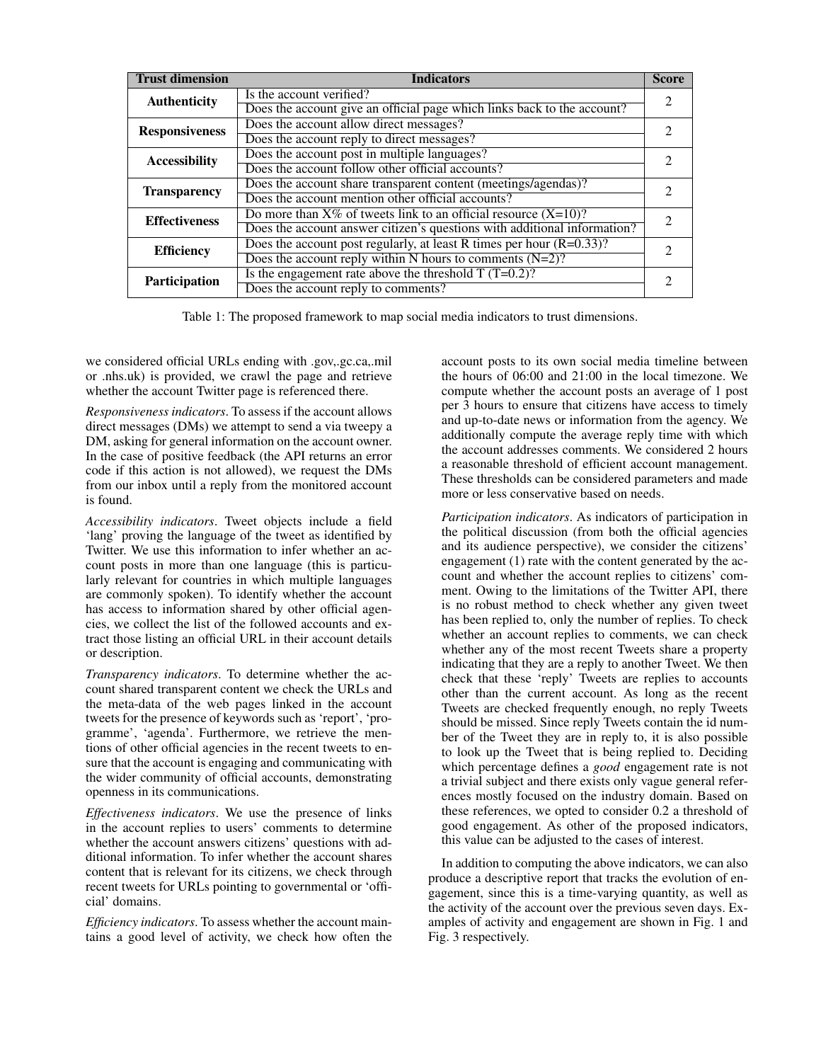| Trust dimension | Indicators | Score |
|---|---|---|
| **Authenticity** | Is the account verified? | 2 |
| | Does the account give an official page which links back to the account? | |
| **Responsiveness** | Does the account allow direct messages? | 2 |
| | Does the account reply to direct messages? | |
| **Accessibility** | Does the account post in multiple languages? | 2 |
| | Does the account follow other official accounts? | |
| **Transparency** | Does the account share transparent content (meetings/agendas)? | 2 |
| | Does the account mention other official accounts? | |
| **Effectiveness** | Do more than X% of tweets link to an official resource (X=10)? | 2 |
| | Does the account answer citizen's questions with additional information? | |
| **Efficiency** | Does the account post regularly, at least R times per hour (R=0.33)? | 2 |
| | Does the account reply within N hours to comments (N=2)? | |
| **Participation** | Is the engagement rate above the threshold T (T=0.2)? | 2 |
| | Does the account reply to comments? | |

Table 1: The proposed framework to map social media indicators to trust dimensions.

we considered official URLs ending with .gov,.gc.ca,.mil or .nhs.uk) is provided, we crawl the page and retrieve whether the account Twitter page is referenced there.

*Responsiveness indicators*. To assess if the account allows direct messages (DMs) we attempt to send a via tweepy a DM, asking for general information on the account owner. In the case of positive feedback (the API returns an error code if this action is not allowed), we request the DMs from our inbox until a reply from the monitored account is found.

*Accessibility indicators*. Tweet objects include a field 'lang' proving the language of the tweet as identified by Twitter. We use this information to infer whether an account posts in more than one language (this is particularly relevant for countries in which multiple languages are commonly spoken). To identify whether the account has access to information shared by other official agencies, we collect the list of the followed accounts and extract those listing an official URL in their account details or description.

*Transparency indicators*. To determine whether the account shared transparent content we check the URLs and the meta-data of the web pages linked in the account tweets for the presence of keywords such as 'report', 'programme', 'agenda'. Furthermore, we retrieve the mentions of other official agencies in the recent tweets to ensure that the account is engaging and communicating with the wider community of official accounts, demonstrating openness in its communications.

*Effectiveness indicators*. We use the presence of links in the account replies to users' comments to determine whether the account answers citizens' questions with additional information. To infer whether the account shares content that is relevant for its citizens, we check through recent tweets for URLs pointing to governmental or 'official' domains.

*Efficiency indicators*. To assess whether the account maintains a good level of activity, we check how often the account posts to its own social media timeline between the hours of 06:00 and 21:00 in the local timezone. We compute whether the account posts an average of 1 post per 3 hours to ensure that citizens have access to timely and up-to-date news or information from the agency. We additionally compute the average reply time with which the account addresses comments. We considered 2 hours a reasonable threshold of efficient account management. These thresholds can be considered parameters and made more or less conservative based on needs.

*Participation indicators*. As indicators of participation in the political discussion (from both the official agencies and its audience perspective), we consider the citizens' engagement (1) rate with the content generated by the account and whether the account replies to citizens' comment. Owing to the limitations of the Twitter API, there is no robust method to check whether any given tweet has been replied to, only the number of replies. To check whether an account replies to comments, we can check whether any of the most recent Tweets share a property indicating that they are a reply to another Tweet. We then check that these 'reply' Tweets are replies to accounts other than the current account. As long as the recent Tweets are checked frequently enough, no reply Tweets should be missed. Since reply Tweets contain the id number of the Tweet they are in reply to, it is also possible to look up the Tweet that is being replied to. Deciding which percentage defines a *good* engagement rate is not a trivial subject and there exists only vague general references mostly focused on the industry domain. Based on these references, we opted to consider 0.2 a threshold of good engagement. As other of the proposed indicators, this value can be adjusted to the cases of interest.

In addition to computing the above indicators, we can also produce a descriptive report that tracks the evolution of engagement, since this is a time-varying quantity, as well as the activity of the account over the previous seven days. Examples of activity and engagement are shown in Fig. 1 and Fig. 3 respectively.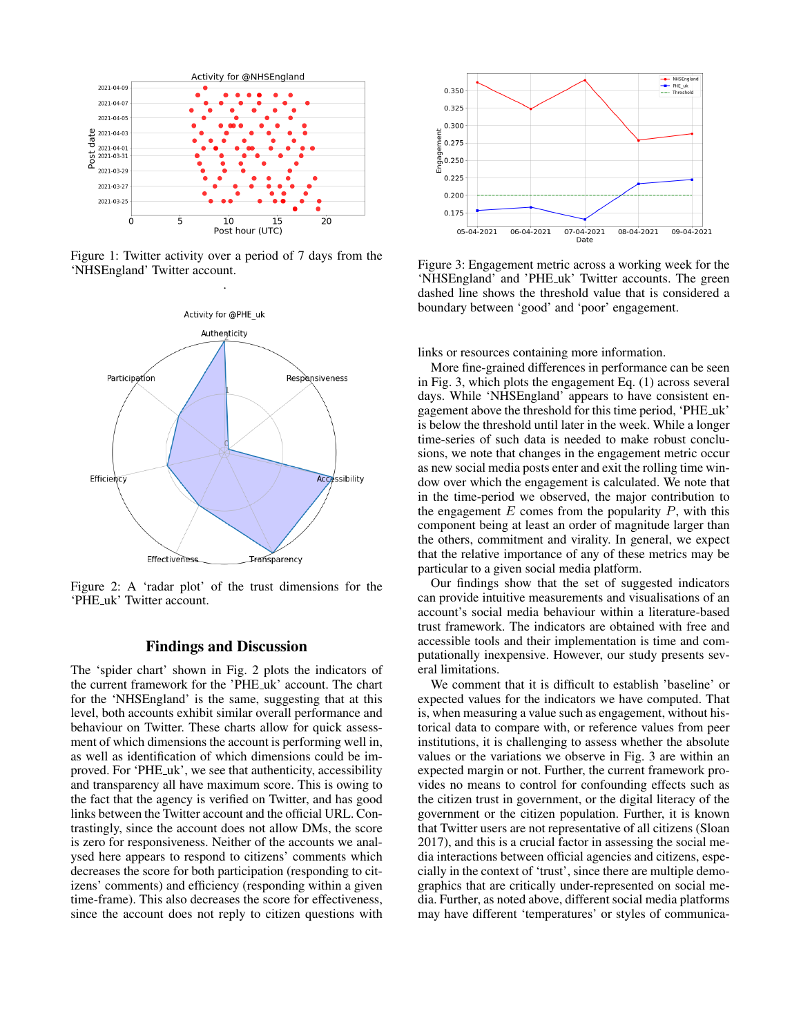Figure 1: Twitter activity over a period of 7 days from the 'NHSEngland' Twitter account.

Figure 2: A 'radar plot' of the trust dimensions for the 'PHE_uk' Twitter account.

## Findings and Discussion

The 'spider chart' shown in Fig. 2 plots the indicators of the current framework for the 'PHE_uk' account. The chart for the 'NHSEngland' is the same, suggesting that at this level, both accounts exhibit similar overall performance and behaviour on Twitter. These charts allow for quick assessment of which dimensions the account is performing well in, as well as identification of which dimensions could be improved. For 'PHE_uk', we see that authenticity, accessibility and transparency all have maximum score. This is owing to the fact that the agency is verified on Twitter, and has good links between the Twitter account and the official URL. Contrastingly, since the account does not allow DMs, the score is zero for responsiveness. Neither of the accounts we analysed here appears to respond to citizens' comments which decreases the score for both participation (responding to citizens' comments) and efficiency (responding within a given time-frame). This also decreases the score for effectiveness, since the account does not reply to citizen questions with links or resources containing more information.

Figure 3: Engagement metric across a working week for the 'NHSEngland' and 'PHE_uk' Twitter accounts. The green dashed line shows the threshold value that is considered a boundary between 'good' and 'poor' engagement.

More fine-grained differences in performance can be seen in Fig. 3, which plots the engagement Eq. (1) across several days. While 'NHSEngland' appears to have consistent engagement above the threshold for this time period, 'PHE_uk' is below the threshold until later in the week. While a longer time-series of such data is needed to make robust conclusions, we note that changes in the engagement metric occur as new social media posts enter and exit the rolling time window over which the engagement is calculated. We note that in the time-period we observed, the major contribution to the engagement $E$ comes from the popularity $P$, with this component being at least an order of magnitude larger than the others, commitment and virality. In general, we expect that the relative importance of any of these metrics may be particular to a given social media platform.

Our findings show that the set of suggested indicators can provide intuitive measurements and visualisations of an account's social media behaviour within a literature-based trust framework. The indicators are obtained with free and accessible tools and their implementation is time and computationally inexpensive. However, our study presents several limitations.

We comment that it is difficult to establish 'baseline' or expected values for the indicators we have computed. That is, when measuring a value such as engagement, without historical data to compare with, or reference values from peer institutions, it is challenging to assess whether the absolute values or the variations we observe in Fig. 3 are within an expected margin or not. Further, the current framework provides no means to control for confounding effects such as the citizen trust in government, or the digital literacy of the government or the citizen population. Further, it is known that Twitter users are not representative of all citizens (Sloan 2017), and this is a crucial factor in assessing the social media interactions between official agencies and citizens, especially in the context of 'trust', since there are multiple demographics that are critically under-represented on social media. Further, as noted above, different social media platforms may have different 'temperatures' or styles of communica-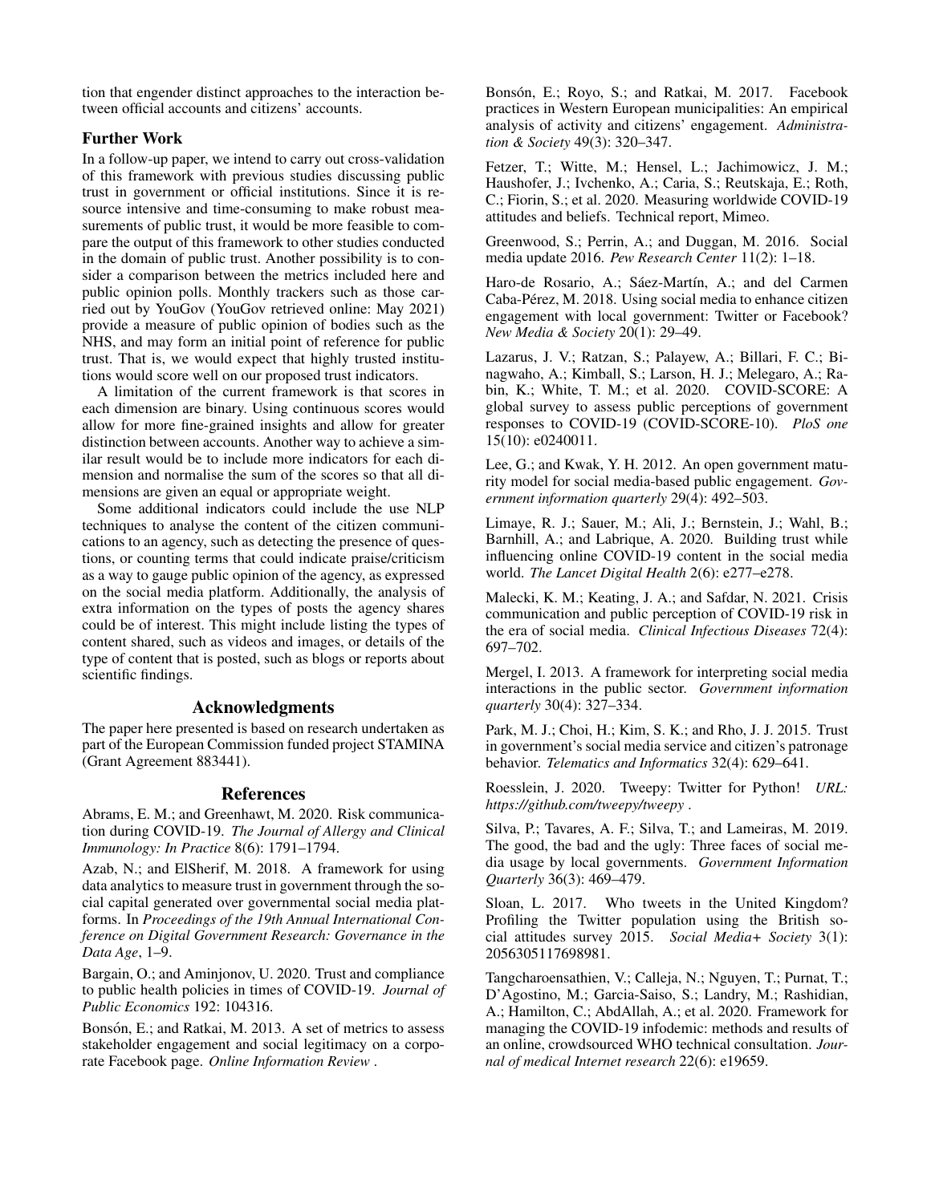tion that engender distinct approaches to the interaction between official accounts and citizens' accounts.

## Further Work

In a follow-up paper, we intend to carry out cross-validation of this framework with previous studies discussing public trust in government or official institutions. Since it is resource intensive and time-consuming to make robust measurements of public trust, it would be more feasible to compare the output of this framework to other studies conducted in the domain of public trust. Another possibility is to consider a comparison between the metrics included here and public opinion polls. Monthly trackers such as those carried out by YouGov (YouGov retrieved online: May 2021) provide a measure of public opinion of bodies such as the NHS, and may form an initial point of reference for public trust. That is, we would expect that highly trusted institutions would score well on our proposed trust indicators.

A limitation of the current framework is that scores in each dimension are binary. Using continuous scores would allow for more fine-grained insights and allow for greater distinction between accounts. Another way to achieve a similar result would be to include more indicators for each dimension and normalise the sum of the scores so that all dimensions are given an equal or appropriate weight.

Some additional indicators could include the use NLP techniques to analyse the content of the citizen communications to an agency, such as detecting the presence of questions, or counting terms that could indicate praise/criticism as a way to gauge public opinion of the agency, as expressed on the social media platform. Additionally, the analysis of extra information on the types of posts the agency shares could be of interest. This might include listing the types of content shared, such as videos and images, or details of the type of content that is posted, such as blogs or reports about scientific findings.

## Acknowledgments

The paper here presented is based on research undertaken as part of the European Commission funded project STAMINA (Grant Agreement 883441).

## References

Abrams, E. M.; and Greenhawt, M. 2020. Risk communication during COVID-19. *The Journal of Allergy and Clinical Immunology: In Practice* 8(6): 1791–1794.

Azab, N.; and ElSherif, M. 2018. A framework for using data analytics to measure trust in government through the social capital generated over governmental social media platforms. In *Proceedings of the 19th Annual International Conference on Digital Government Research: Governance in the Data Age*, 1–9.

Bargain, O.; and Aminjonov, U. 2020. Trust and compliance to public health policies in times of COVID-19. *Journal of Public Economics* 192: 104316.

Bonsón, E.; and Ratkai, M. 2013. A set of metrics to assess stakeholder engagement and social legitimacy on a corporate Facebook page. *Online Information Review* .

Bonsón, E.; Royo, S.; and Ratkai, M. 2017. Facebook practices in Western European municipalities: An empirical analysis of activity and citizens' engagement. *Administration & Society* 49(3): 320–347.

Fetzer, T.; Witte, M.; Hensel, L.; Jachimowicz, J. M.; Haushofer, J.; Ivchenko, A.; Caria, S.; Reutskaja, E.; Roth, C.; Fiorin, S.; et al. 2020. Measuring worldwide COVID-19 attitudes and beliefs. Technical report, Mimeo.

Greenwood, S.; Perrin, A.; and Duggan, M. 2016. Social media update 2016. *Pew Research Center* 11(2): 1–18.

Haro-de Rosario, A.; Sáez-Martín, A.; and del Carmen Caba-Pérez, M. 2018. Using social media to enhance citizen engagement with local government: Twitter or Facebook? *New Media & Society* 20(1): 29–49.

Lazarus, J. V.; Ratzan, S.; Palayew, A.; Billari, F. C.; Binagwaho, A.; Kimball, S.; Larson, H. J.; Melegaro, A.; Rabin, K.; White, T. M.; et al. 2020. COVID-SCORE: A global survey to assess public perceptions of government responses to COVID-19 (COVID-SCORE-10). *PloS one* 15(10): e0240011.

Lee, G.; and Kwak, Y. H. 2012. An open government maturity model for social media-based public engagement. *Government information quarterly* 29(4): 492–503.

Limaye, R. J.; Sauer, M.; Ali, J.; Bernstein, J.; Wahl, B.; Barnhill, A.; and Labrique, A. 2020. Building trust while influencing online COVID-19 content in the social media world. *The Lancet Digital Health* 2(6): e277–e278.

Malecki, K. M.; Keating, J. A.; and Safdar, N. 2021. Crisis communication and public perception of COVID-19 risk in the era of social media. *Clinical Infectious Diseases* 72(4): 697–702.

Mergel, I. 2013. A framework for interpreting social media interactions in the public sector. *Government information quarterly* 30(4): 327–334.

Park, M. J.; Choi, H.; Kim, S. K.; and Rho, J. J. 2015. Trust in government's social media service and citizen's patronage behavior. *Telematics and Informatics* 32(4): 629–641.

Roesslein, J. 2020. Tweepy: Twitter for Python! *URL: https://github.com/tweepy/tweepy* .

Silva, P.; Tavares, A. F.; Silva, T.; and Lameiras, M. 2019. The good, the bad and the ugly: Three faces of social media usage by local governments. *Government Information Quarterly* 36(3): 469–479.

Sloan, L. 2017. Who tweets in the United Kingdom? Profiling the Twitter population using the British social attitudes survey 2015. *Social Media+ Society* 3(1): 2056305117698981.

Tangcharoensathien, V.; Calleja, N.; Nguyen, T.; Purnat, T.; D'Agostino, M.; Garcia-Saiso, S.; Landry, M.; Rashidian, A.; Hamilton, C.; AbdAllah, A.; et al. 2020. Framework for managing the COVID-19 infodemic: methods and results of an online, crowdsourced WHO technical consultation. *Journal of medical Internet research* 22(6): e19659.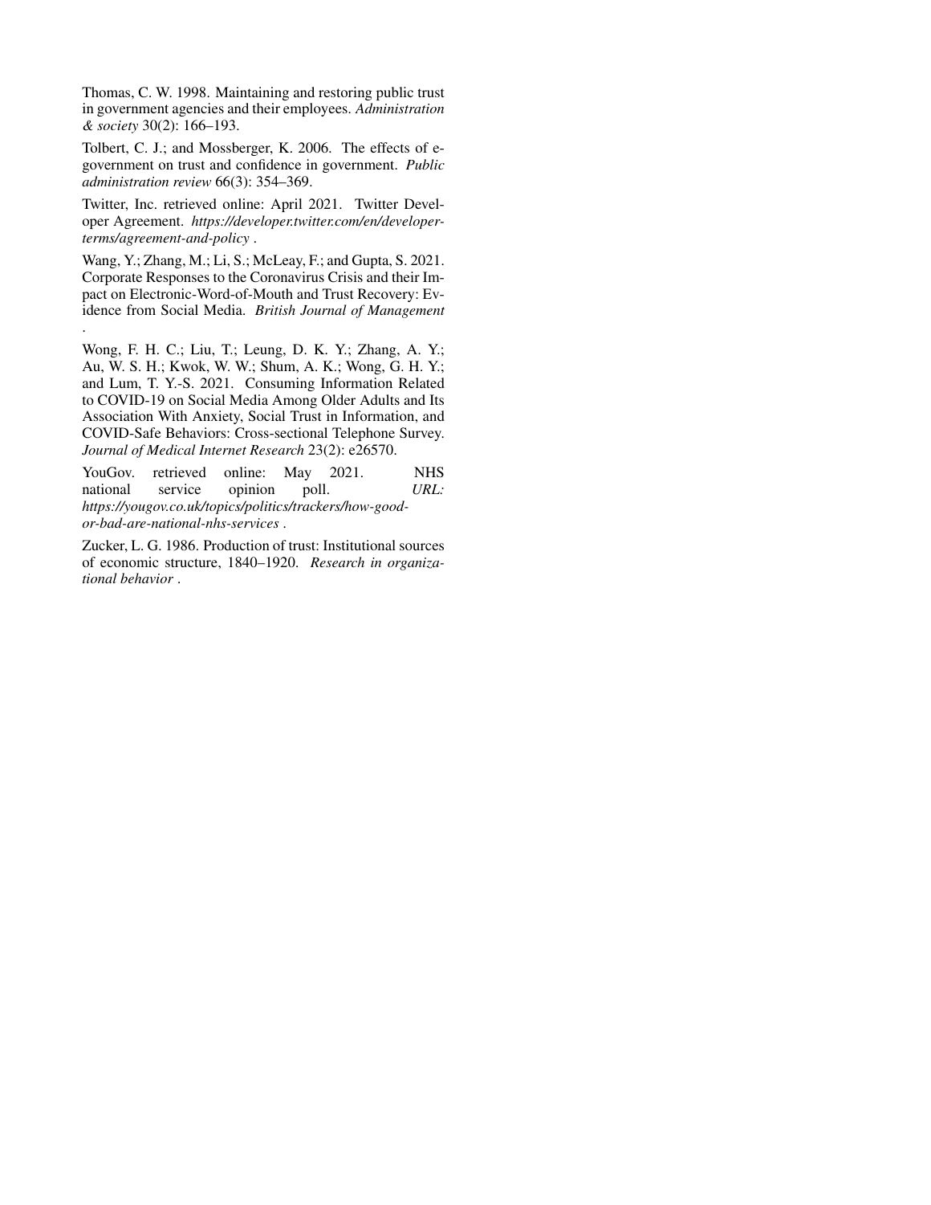Thomas, C. W. 1998. Maintaining and restoring public trust in government agencies and their employees. *Administration & society* 30(2): 166–193.

Tolbert, C. J.; and Mossberger, K. 2006. The effects of e-government on trust and confidence in government. *Public administration review* 66(3): 354–369.

Twitter, Inc. retrieved online: April 2021. Twitter Developer Agreement. *https://developer.twitter.com/en/developer-terms/agreement-and-policy* .

Wang, Y.; Zhang, M.; Li, S.; McLeay, F.; and Gupta, S. 2021. Corporate Responses to the Coronavirus Crisis and their Impact on Electronic-Word-of-Mouth and Trust Recovery: Evidence from Social Media. *British Journal of Management* .

Wong, F. H. C.; Liu, T.; Leung, D. K. Y.; Zhang, A. Y.; Au, W. S. H.; Kwok, W. W.; Shum, A. K.; Wong, G. H. Y.; and Lum, T. Y.-S. 2021. Consuming Information Related to COVID-19 on Social Media Among Older Adults and Its Association With Anxiety, Social Trust in Information, and COVID-Safe Behaviors: Cross-sectional Telephone Survey. *Journal of Medical Internet Research* 23(2): e26570.

YouGov. retrieved online: May 2021. NHS national service opinion poll. *URL: https://yougov.co.uk/topics/politics/trackers/how-good-or-bad-are-national-nhs-services* .

Zucker, L. G. 1986. Production of trust: Institutional sources of economic structure, 1840–1920. *Research in organizational behavior* .